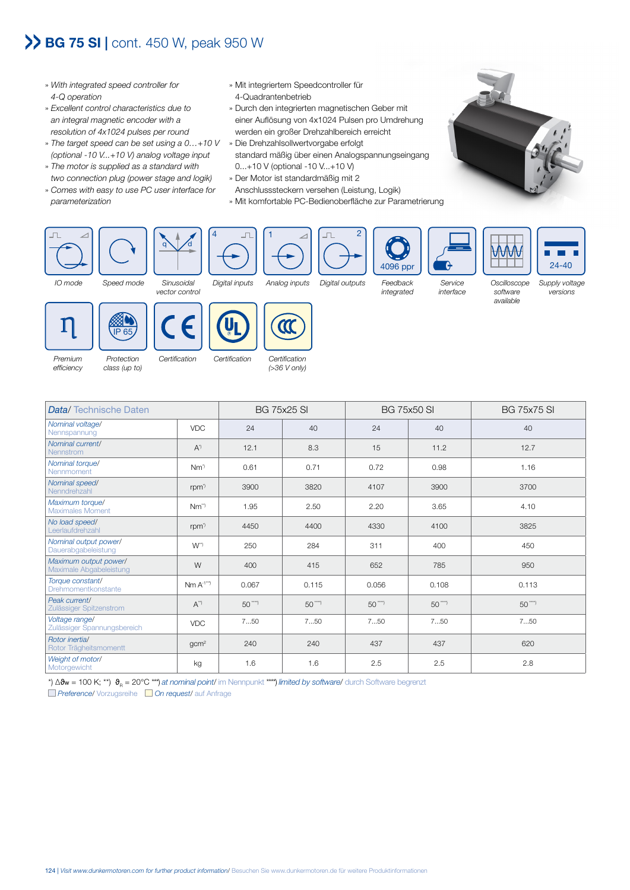# BG 75 SI | cont. 450 W, peak 950 W

- *With integrated speed controller for 4-Q operation*
- *Excellent control characteristics due to an integral magnetic encoder with a resolution of 4x1024 pulses per round*
- *The target speed can be set using a 0…+10 V (optional -10 V...+10 V) analog voltage input*
- *The motor is supplied as a standard with two connection plug (power stage and logik)*
- *Comes with easy to use PC user interface for parameterization*

- Mit integriertem Speedcontroller für 4-Quadrantenbetrieb
- Durch den integrierten magnetischen Geber mit einer Auflösung von 4x1024 Pulsen pro Umdrehung werden ein großer Drehzahlbereich erreicht
- Die Drehzahlsollwertvorgabe erfolgt standard mäßig über einen Analogspannungseingang 0...+10 V (optional -10 V...+10 V)
- Der Motor ist standardmäßig mit 2 Anschlusssteckern versehen (Leistung, Logik)
- Mit komfortable PC-Bedienoberfläche zur Parametrierung

IO mode | Speed mode | Sinusoidal vector control | Digital inputs (4) | Analog inputs (1) | Digital outputs (2) | Feedback integrated (4096 ppr) | Service interface | Oscilloscope software available | Supply voltage versions (24-40)

Premium efficiency | Protection class (up to) IP 65 | Certification (CE) | Certification (UL) | Certification (>36 V only)

| *Data*/ Technische Daten | | BG 75x25 SI | | BG 75x50 SI | | BG 75x75 SI |
|---|---|---|---|---|---|---|
| *Nominal voltage*/ Nennspannung | VDC | 24 | 40 | 24 | 40 | 40 |
| *Nominal current*/ Nennstrom | A*) | 12.1 | 8.3 | 15 | 11.2 | 12.7 |
| *Nominal torque*/ Nennmoment | Nm*) | 0.61 | 0.71 | 0.72 | 0.98 | 1.16 |
| *Nominal speed*/ Nenndrehzahl | rpm*) | 3900 | 3820 | 4107 | 3900 | 3700 |
| *Maximum torque*/ Maximales Moment | Nm**) | 1.95 | 2.50 | 2.20 | 3.65 | 4.10 |
| *No load speed*/ Leerlaufdrehzahl | rpm*) | 4450 | 4400 | 4330 | 4100 | 3825 |
| *Nominal output power*/ Dauerabgabeleistung | W*) | 250 | 284 | 311 | 400 | 450 |
| *Maximum output power*/ Maximale Abgabeleistung | W | 400 | 415 | 652 | 785 | 950 |
| *Torque constant*/ Drehmomentkonstante | Nm A-1***) | 0.067 | 0.115 | 0.056 | 0.108 | 0.113 |
| *Peak current*/ Zulässiger Spitzenstrom | A**) | 50****) | 50****) | 50****) | 50****) | 50****) |
| *Voltage range*/ Zulässiger Spannungsbereich | VDC | 7...50 | 7...50 | 7...50 | 7...50 | 7...50 |
| *Rotor inertia*/ Rotor Trägheitsmomentt | gcm² | 240 | 240 | 437 | 437 | 620 |
| *Weight of motor*/ Motorgewicht | kg | 1.6 | 1.6 | 2.5 | 2.5 | 2.8 |

*) $\Delta\vartheta_W$ = 100 K; **) $\vartheta_R$ = 20°C ***) *at nominal point*/ im Nennpunkt ****) *limited by software*/ durch Software begrenzt

*Preference*/ Vorzugsreihe   *On request*/ auf Anfrage

*Visit www.dunkermotoren.com for further product information*/ Besuchen Sie www.dunkermotoren.de für weitere Produktinformationen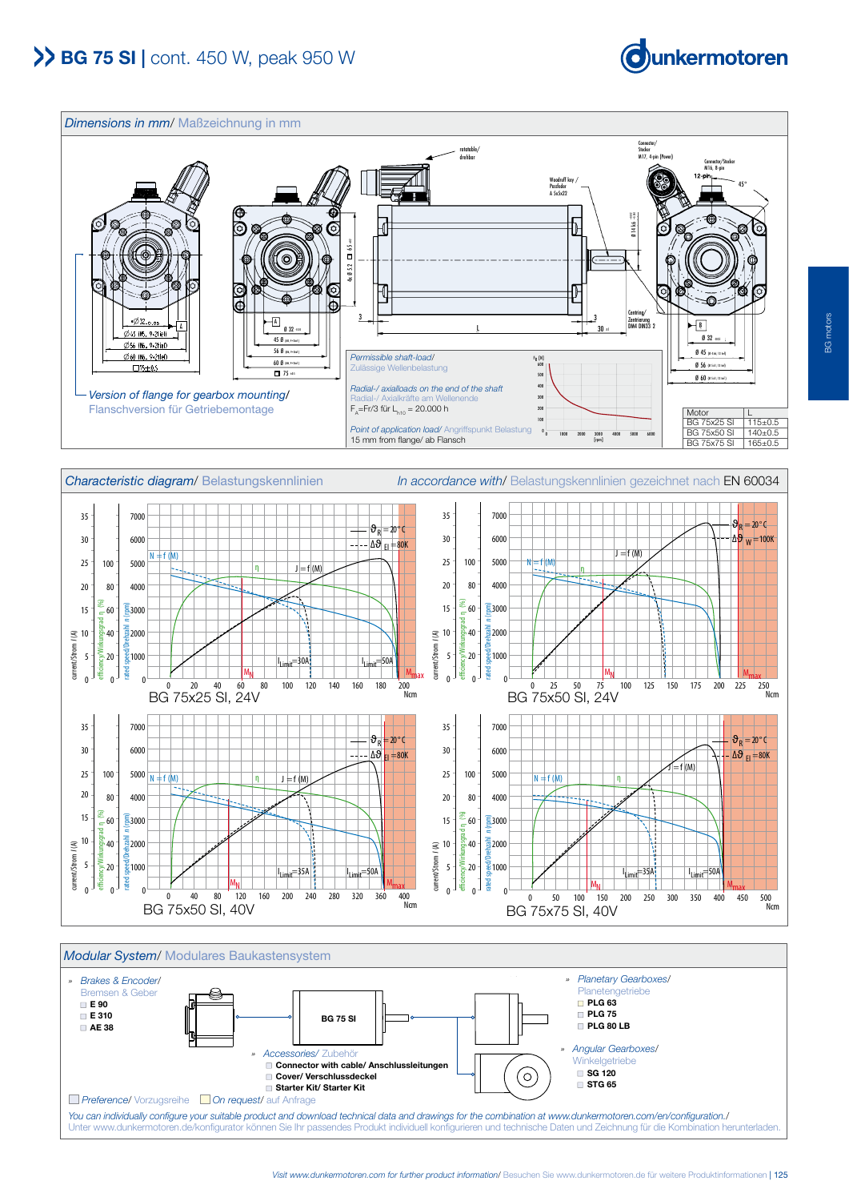# BG 75 SI | cont. 450 W, peak 950 W

## Dimensions in mm/ Maßzeichnung in mm

*Version of flange for gearbox mounting/* Flanschversion für Getriebemontage

*Permissible shaft-load/* Zulässige Wellenbelastung

*Radial-/ axialloads on the end of the shaft* Radial-/ Axialkräfte am Wellenende

$F_A$=Fr/3 für $L_{h10}$ = 20.000 h

*Point of application load/* Angriffspunkt Belastung

15 mm from flange/ ab Flansch

| Motor | L |
|---|---|
| BG 75x25 SI | 115±0.5 |
| BG 75x50 SI | 140±0.5 |
| BG 75x75 SI | 165±0.5 |

## Characteristic diagram/ Belastungskennlinien

*In accordance with/* Belastungskennlinien gezeichnet nach EN 60034

BG 75x25 SI, 24V

BG 75x50 SI, 24V

BG 75x50 SI, 40V

BG 75x75 SI, 40V

## Modular System/ Modulares Baukastensystem

» *Brakes & Encoder/* Bremsen & Geber
- E 90
- E 310
- AE 38

BG 75 SI

» *Planetary Gearboxes/* Planetengetriebe
- PLG 63
- PLG 75
- PLG 80 LB

» *Accessories/* Zubehör
- Connector with cable/ Anschlussleitungen
- Cover/ Verschlussdeckel
- Starter Kit/ Starter Kit

» *Angular Gearboxes/* Winkelgetriebe
- SG 120
- STG 65

*Preference/* Vorzugsreihe *On request/* auf Anfrage

*You can individually configure your suitable product and download technical data and drawings for the combination at www.dunkermotoren.com/en/configuration./*
Unter www.dunkermotoren.de/konfigurator können Sie Ihr passendes Produkt individuell konfigurieren und technische Daten und Zeichnung für die Kombination herunterladen.

*Visit www.dunkermotoren.com for further product information/* Besuchen Sie www.dunkermotoren.de für weitere Produktinformationen